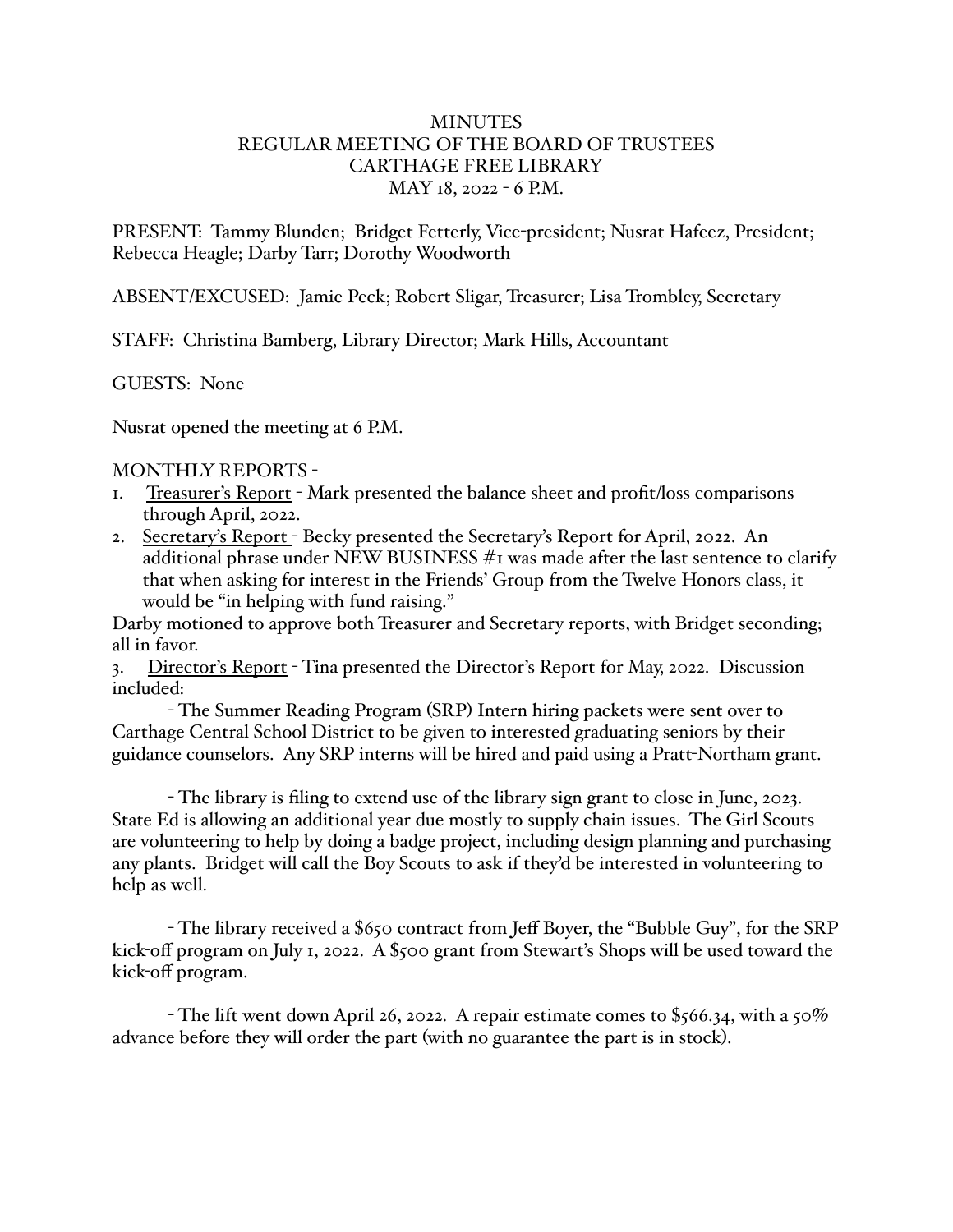# MINUTES
## REGULAR MEETING OF THE BOARD OF TRUSTEES
## CARTHAGE FREE LIBRARY
## MAY 18, 2022 - 6 P.M.

PRESENT: Tammy Blunden; Bridget Fetterly, Vice-president; Nusrat Hafeez, President; Rebecca Heagle; Darby Tarr; Dorothy Woodworth

ABSENT/EXCUSED: Jamie Peck; Robert Sligar, Treasurer; Lisa Trombley, Secretary

STAFF: Christina Bamberg, Library Director; Mark Hills, Accountant

GUESTS: None

Nusrat opened the meeting at 6 P.M.

MONTHLY REPORTS -

1. Treasurer's Report - Mark presented the balance sheet and profit/loss comparisons through April, 2022.
2. Secretary's Report - Becky presented the Secretary's Report for April, 2022. An additional phrase under NEW BUSINESS #1 was made after the last sentence to clarify that when asking for interest in the Friends' Group from the Twelve Honors class, it would be "in helping with fund raising."

Darby motioned to approve both Treasurer and Secretary reports, with Bridget seconding; all in favor.

3. Director's Report - Tina presented the Director's Report for May, 2022. Discussion included:

- The Summer Reading Program (SRP) Intern hiring packets were sent over to Carthage Central School District to be given to interested graduating seniors by their guidance counselors. Any SRP interns will be hired and paid using a Pratt-Northam grant.

- The library is filing to extend use of the library sign grant to close in June, 2023. State Ed is allowing an additional year due mostly to supply chain issues. The Girl Scouts are volunteering to help by doing a badge project, including design planning and purchasing any plants. Bridget will call the Boy Scouts to ask if they'd be interested in volunteering to help as well.

- The library received a $650 contract from Jeff Boyer, the "Bubble Guy", for the SRP kick-off program on July 1, 2022. A $500 grant from Stewart's Shops will be used toward the kick-off program.

- The lift went down April 26, 2022. A repair estimate comes to $566.34, with a 50% advance before they will order the part (with no guarantee the part is in stock).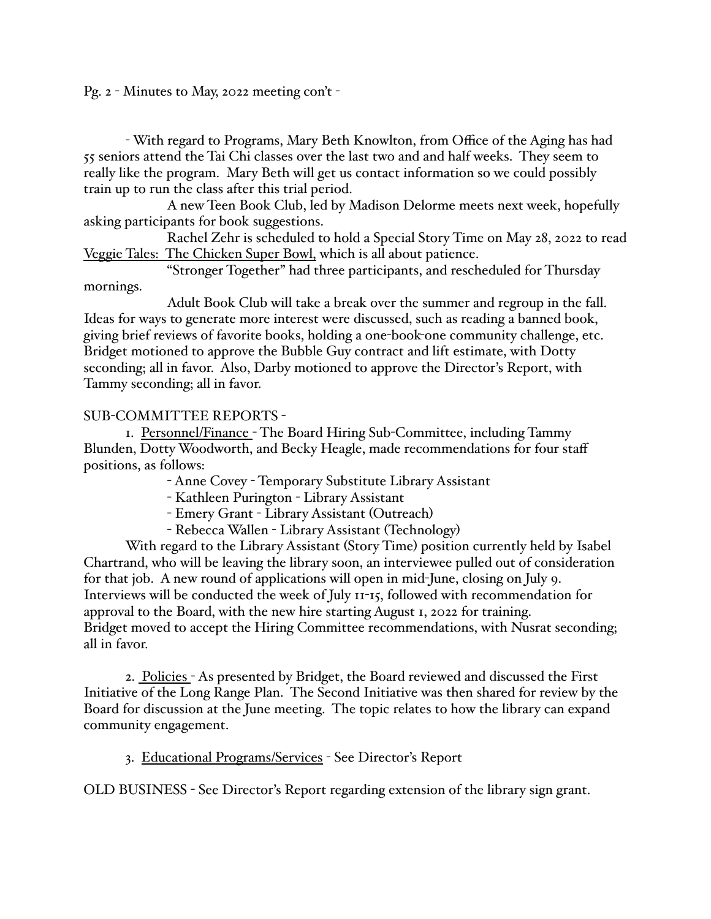Pg. 2 - Minutes to May, 2022 meeting con't -

- With regard to Programs, Mary Beth Knowlton, from Office of the Aging has had 55 seniors attend the Tai Chi classes over the last two and and half weeks. They seem to really like the program. Mary Beth will get us contact information so we could possibly train up to run the class after this trial period.

A new Teen Book Club, led by Madison Delorme meets next week, hopefully asking participants for book suggestions.

Rachel Zehr is scheduled to hold a Special Story Time on May 28, 2022 to read Veggie Tales: The Chicken Super Bowl, which is all about patience.

"Stronger Together" had three participants, and rescheduled for Thursday mornings.

Adult Book Club will take a break over the summer and regroup in the fall. Ideas for ways to generate more interest were discussed, such as reading a banned book, giving brief reviews of favorite books, holding a one-book-one community challenge, etc. Bridget motioned to approve the Bubble Guy contract and lift estimate, with Dotty seconding; all in favor. Also, Darby motioned to approve the Director's Report, with Tammy seconding; all in favor.

SUB-COMMITTEE REPORTS -

1. Personnel/Finance - The Board Hiring Sub-Committee, including Tammy Blunden, Dotty Woodworth, and Becky Heagle, made recommendations for four staff positions, as follows:

- Anne Covey - Temporary Substitute Library Assistant
- Kathleen Purington - Library Assistant
- Emery Grant - Library Assistant (Outreach)
- Rebecca Wallen - Library Assistant (Technology)

With regard to the Library Assistant (Story Time) position currently held by Isabel Chartrand, who will be leaving the library soon, an interviewee pulled out of consideration for that job. A new round of applications will open in mid-June, closing on July 9. Interviews will be conducted the week of July 11-15, followed with recommendation for approval to the Board, with the new hire starting August 1, 2022 for training. Bridget moved to accept the Hiring Committee recommendations, with Nusrat seconding; all in favor.

2. Policies - As presented by Bridget, the Board reviewed and discussed the First Initiative of the Long Range Plan. The Second Initiative was then shared for review by the Board for discussion at the June meeting. The topic relates to how the library can expand community engagement.

3. Educational Programs/Services - See Director's Report

OLD BUSINESS - See Director's Report regarding extension of the library sign grant.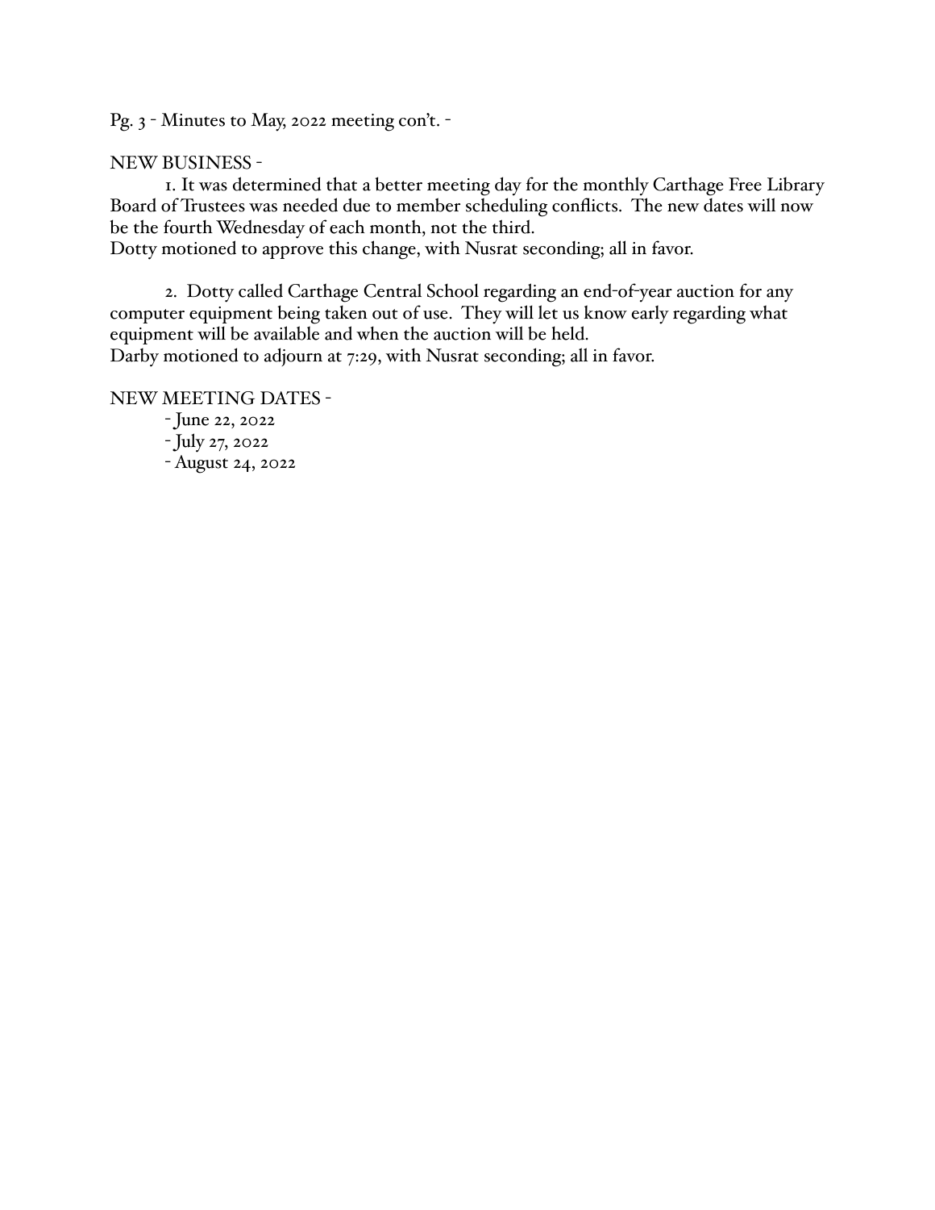Pg. 3 - Minutes to May, 2022 meeting con't. -

NEW BUSINESS -

1. It was determined that a better meeting day for the monthly Carthage Free Library Board of Trustees was needed due to member scheduling conflicts. The new dates will now be the fourth Wednesday of each month, not the third.
Dotty motioned to approve this change, with Nusrat seconding; all in favor.

2. Dotty called Carthage Central School regarding an end-of-year auction for any computer equipment being taken out of use. They will let us know early regarding what equipment will be available and when the auction will be held.
Darby motioned to adjourn at 7:29, with Nusrat seconding; all in favor.

NEW MEETING DATES -

- June 22, 2022
- July 27, 2022
- August 24, 2022